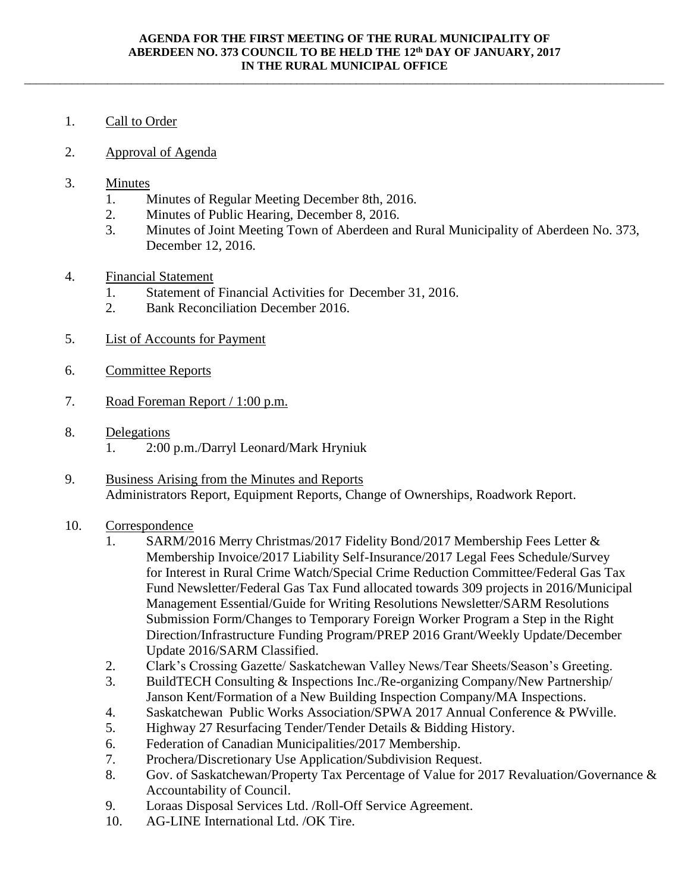**AGENDA FOR THE FIRST MEETING OF THE RURAL MUNICIPALITY OF ABERDEEN NO. 373 COUNCIL TO BE HELD THE 12th DAY OF JANUARY, 2017 IN THE RURAL MUNICIPAL OFFICE**

---

1. Call to Order

2. Approval of Agenda

3. Minutes
   1. Minutes of Regular Meeting December 8th, 2016.
   2. Minutes of Public Hearing, December 8, 2016.
   3. Minutes of Joint Meeting Town of Aberdeen and Rural Municipality of Aberdeen No. 373, December 12, 2016.

4. Financial Statement
   1. Statement of Financial Activities for December 31, 2016.
   2. Bank Reconciliation December 2016.

5. List of Accounts for Payment

6. Committee Reports

7. Road Foreman Report / 1:00 p.m.

8. Delegations
   1. 2:00 p.m./Darryl Leonard/Mark Hryniuk

9. Business Arising from the Minutes and Reports
   Administrators Report, Equipment Reports, Change of Ownerships, Roadwork Report.

10. Correspondence
    1. SARM/2016 Merry Christmas/2017 Fidelity Bond/2017 Membership Fees Letter & Membership Invoice/2017 Liability Self-Insurance/2017 Legal Fees Schedule/Survey for Interest in Rural Crime Watch/Special Crime Reduction Committee/Federal Gas Tax Fund Newsletter/Federal Gas Tax Fund allocated towards 309 projects in 2016/Municipal Management Essential/Guide for Writing Resolutions Newsletter/SARM Resolutions Submission Form/Changes to Temporary Foreign Worker Program a Step in the Right Direction/Infrastructure Funding Program/PREP 2016 Grant/Weekly Update/December Update 2016/SARM Classified.
    2. Clark's Crossing Gazette/ Saskatchewan Valley News/Tear Sheets/Season's Greeting.
    3. BuildTECH Consulting & Inspections Inc./Re-organizing Company/New Partnership/ Janson Kent/Formation of a New Building Inspection Company/MA Inspections.
    4. Saskatchewan Public Works Association/SPWA 2017 Annual Conference & PWville.
    5. Highway 27 Resurfacing Tender/Tender Details & Bidding History.
    6. Federation of Canadian Municipalities/2017 Membership.
    7. Prochera/Discretionary Use Application/Subdivision Request.
    8. Gov. of Saskatchewan/Property Tax Percentage of Value for 2017 Revaluation/Governance & Accountability of Council.
    9. Loraas Disposal Services Ltd. /Roll-Off Service Agreement.
    10. AG-LINE International Ltd. /OK Tire.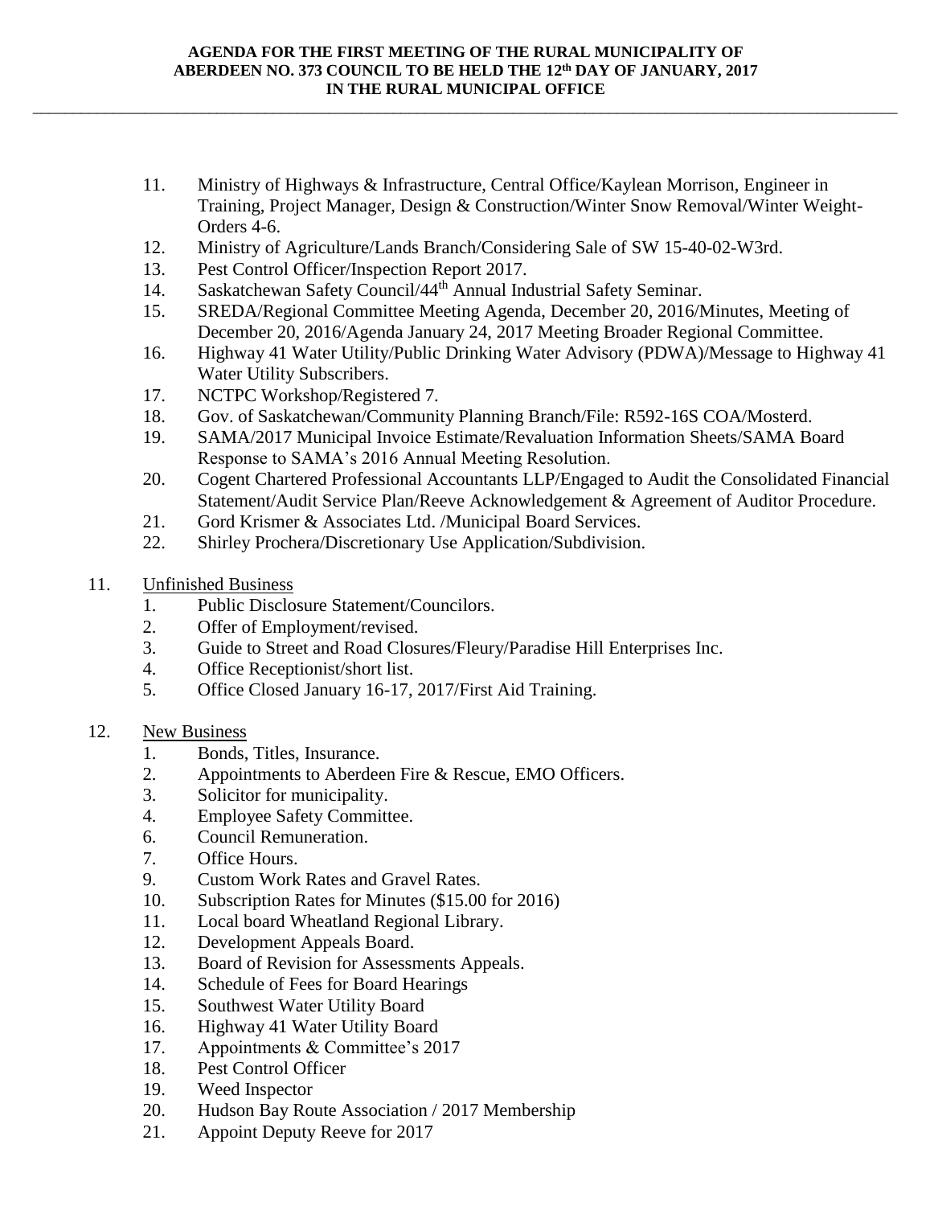**AGENDA FOR THE FIRST MEETING OF THE RURAL MUNICIPALITY OF ABERDEEN NO. 373 COUNCIL TO BE HELD THE 12th DAY OF JANUARY, 2017 IN THE RURAL MUNICIPAL OFFICE**

---

11. Ministry of Highways & Infrastructure, Central Office/Kaylean Morrison, Engineer in Training, Project Manager, Design & Construction/Winter Snow Removal/Winter Weight-Orders 4-6.
12. Ministry of Agriculture/Lands Branch/Considering Sale of SW 15-40-02-W3rd.
13. Pest Control Officer/Inspection Report 2017.
14. Saskatchewan Safety Council/44th Annual Industrial Safety Seminar.
15. SREDA/Regional Committee Meeting Agenda, December 20, 2016/Minutes, Meeting of December 20, 2016/Agenda January 24, 2017 Meeting Broader Regional Committee.
16. Highway 41 Water Utility/Public Drinking Water Advisory (PDWA)/Message to Highway 41 Water Utility Subscribers.
17. NCTPC Workshop/Registered 7.
18. Gov. of Saskatchewan/Community Planning Branch/File: R592-16S COA/Mosterd.
19. SAMA/2017 Municipal Invoice Estimate/Revaluation Information Sheets/SAMA Board Response to SAMA's 2016 Annual Meeting Resolution.
20. Cogent Chartered Professional Accountants LLP/Engaged to Audit the Consolidated Financial Statement/Audit Service Plan/Reeve Acknowledgement & Agreement of Auditor Procedure.
21. Gord Krismer & Associates Ltd. /Municipal Board Services.
22. Shirley Prochera/Discretionary Use Application/Subdivision.

11. <u>Unfinished Business</u>
    1. Public Disclosure Statement/Councilors.
    2. Offer of Employment/revised.
    3. Guide to Street and Road Closures/Fleury/Paradise Hill Enterprises Inc.
    4. Office Receptionist/short list.
    5. Office Closed January 16-17, 2017/First Aid Training.

12. <u>New Business</u>
    1. Bonds, Titles, Insurance.
    2. Appointments to Aberdeen Fire & Rescue, EMO Officers.
    3. Solicitor for municipality.
    4. Employee Safety Committee.
    6. Council Remuneration.
    7. Office Hours.
    9. Custom Work Rates and Gravel Rates.
    10. Subscription Rates for Minutes ($15.00 for 2016)
    11. Local board Wheatland Regional Library.
    12. Development Appeals Board.
    13. Board of Revision for Assessments Appeals.
    14. Schedule of Fees for Board Hearings
    15. Southwest Water Utility Board
    16. Highway 41 Water Utility Board
    17. Appointments & Committee's 2017
    18. Pest Control Officer
    19. Weed Inspector
    20. Hudson Bay Route Association / 2017 Membership
    21. Appoint Deputy Reeve for 2017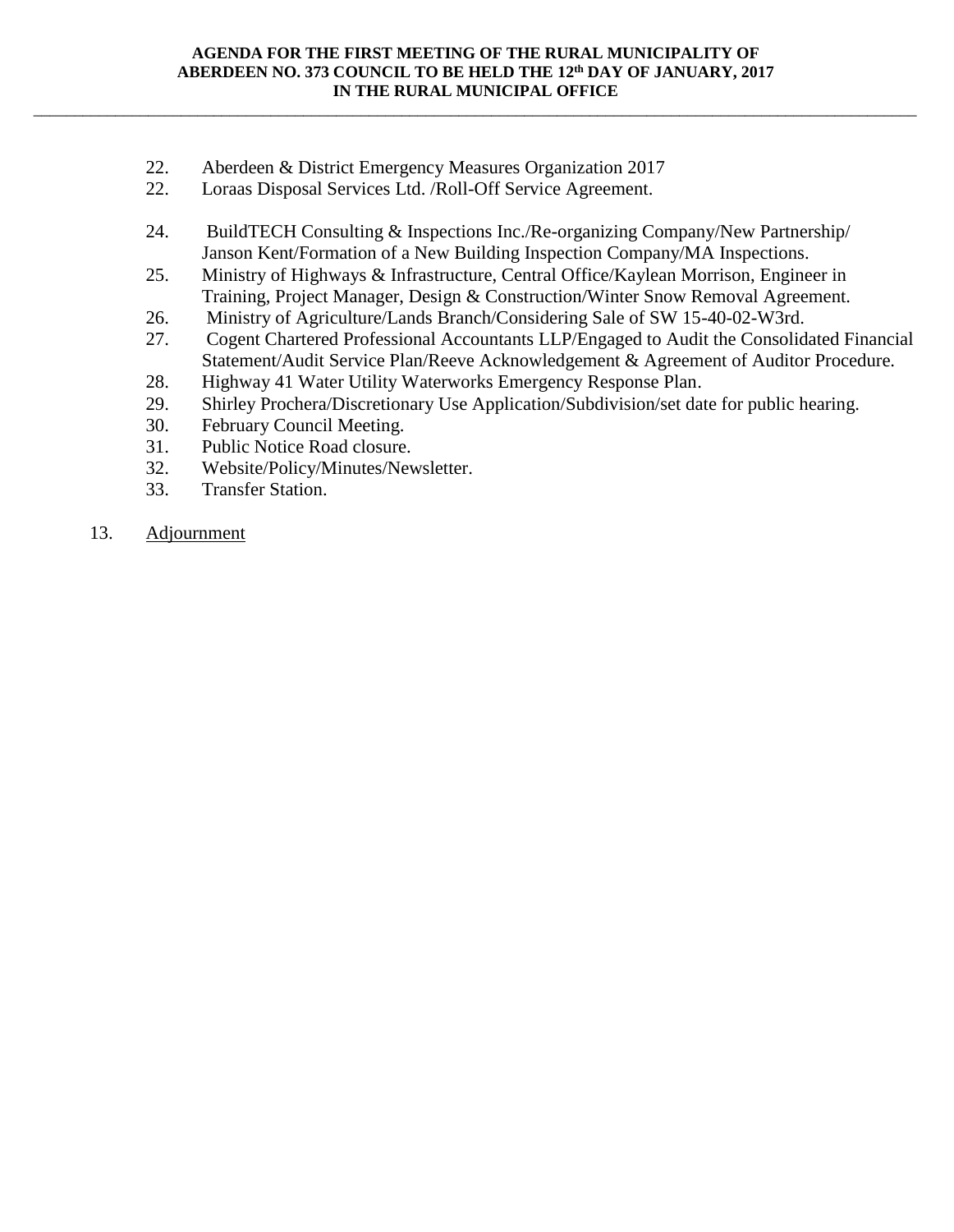22. Aberdeen & District Emergency Measures Organization 2017
22. Loraas Disposal Services Ltd. /Roll-Off Service Agreement.

24. BuildTECH Consulting & Inspections Inc./Re-organizing Company/New Partnership/ Janson Kent/Formation of a New Building Inspection Company/MA Inspections.
25. Ministry of Highways & Infrastructure, Central Office/Kaylean Morrison, Engineer in Training, Project Manager, Design & Construction/Winter Snow Removal Agreement.
26. Ministry of Agriculture/Lands Branch/Considering Sale of SW 15-40-02-W3rd.
27. Cogent Chartered Professional Accountants LLP/Engaged to Audit the Consolidated Financial Statement/Audit Service Plan/Reeve Acknowledgement & Agreement of Auditor Procedure.
28. Highway 41 Water Utility Waterworks Emergency Response Plan.
29. Shirley Prochera/Discretionary Use Application/Subdivision/set date for public hearing.
30. February Council Meeting.
31. Public Notice Road closure.
32. Website/Policy/Minutes/Newsletter.
33. Transfer Station.

13. Adjournment